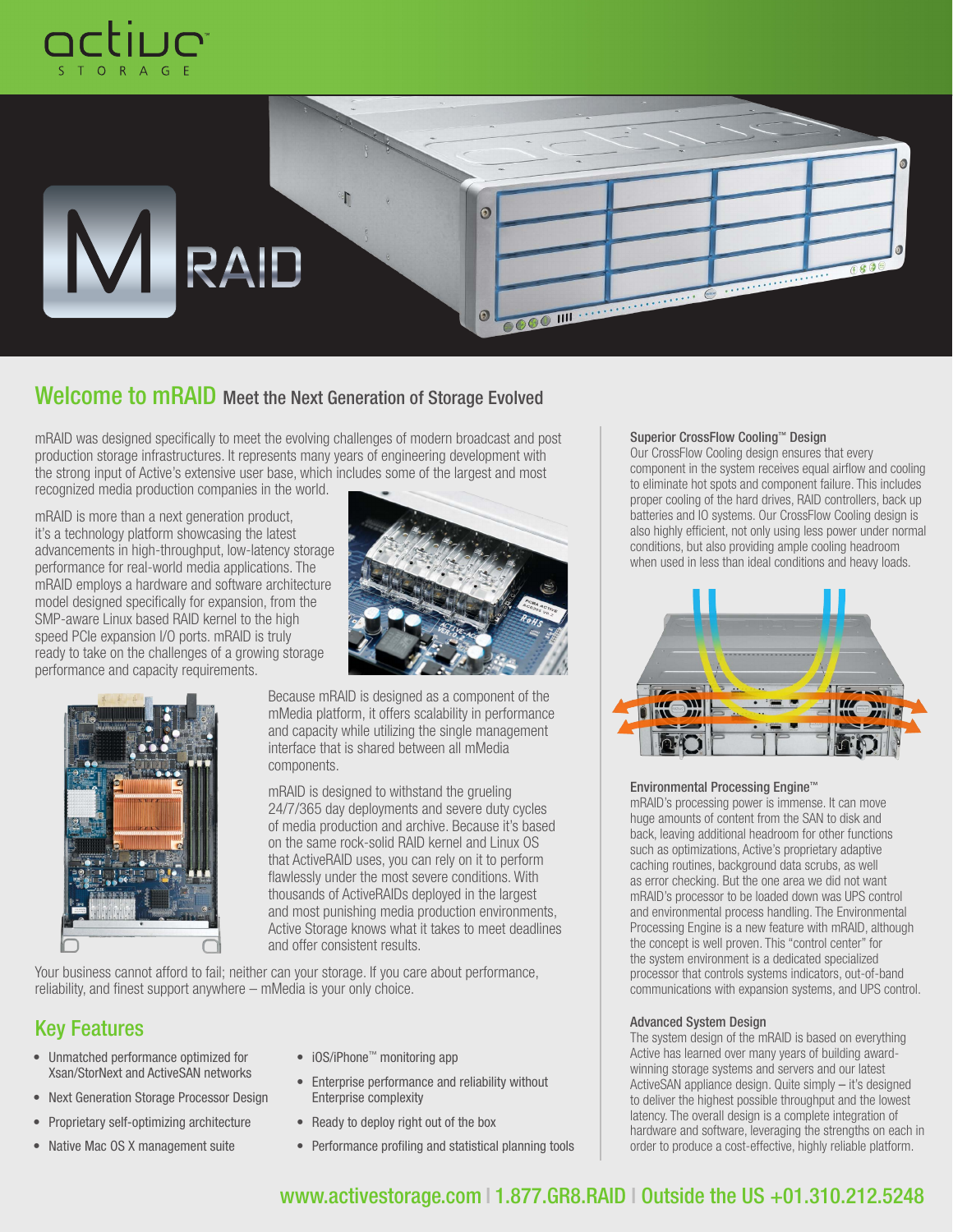# active STORAGE

# mRAID

## Welcome to mRAID Meet the Next Generation of Storage Evolved

mRAID was designed specifically to meet the evolving challenges of modern broadcast and post production storage infrastructures. It represents many years of engineering development with the strong input of Active's extensive user base, which includes some of the largest and most recognized media production companies in the world.

mRAID is more than a next generation product, it's a technology platform showcasing the latest advancements in high-throughput, low-latency storage performance for real-world media applications. The mRAID employs a hardware and software architecture model designed specifically for expansion, from the SMP-aware Linux based RAID kernel to the high speed PCIe expansion I/O ports. mRAID is truly ready to take on the challenges of a growing storage performance and capacity requirements.

Because mRAID is designed as a component of the mMedia platform, it offers scalability in performance and capacity while utilizing the single management interface that is shared between all mMedia components.

mRAID is designed to withstand the grueling 24/7/365 day deployments and severe duty cycles of media production and archive. Because it's based on the same rock-solid RAID kernel and Linux OS that ActiveRAID uses, you can rely on it to perform flawlessly under the most severe conditions. With thousands of ActiveRAIDs deployed in the largest and most punishing media production environments, Active Storage knows what it takes to meet deadlines and offer consistent results.

Your business cannot afford to fail; neither can your storage. If you care about performance, reliability, and finest support anywhere – mMedia is your only choice.

## Key Features

- Unmatched performance optimized for Xsan/StorNext and ActiveSAN networks
- Next Generation Storage Processor Design
- Proprietary self-optimizing architecture
- Native Mac OS X management suite
- iOS/iPhone™ monitoring app
- Enterprise performance and reliability without Enterprise complexity
- Ready to deploy right out of the box
- Performance profiling and statistical planning tools

### Superior CrossFlow Cooling™ Design

Our CrossFlow Cooling design ensures that every component in the system receives equal airflow and cooling to eliminate hot spots and component failure. This includes proper cooling of the hard drives, RAID controllers, back up batteries and IO systems. Our CrossFlow Cooling design is also highly efficient, not only using less power under normal conditions, but also providing ample cooling headroom when used in less than ideal conditions and heavy loads.

### Environmental Processing Engine™

mRAID's processing power is immense. It can move huge amounts of content from the SAN to disk and back, leaving additional headroom for other functions such as optimizations, Active's proprietary adaptive caching routines, background data scrubs, as well as error checking. But the one area we did not want mRAID's processor to be loaded down was UPS control and environmental process handling. The Environmental Processing Engine is a new feature with mRAID, although the concept is well proven. This "control center" for the system environment is a dedicated specialized processor that controls systems indicators, out-of-band communications with expansion systems, and UPS control.

### Advanced System Design

The system design of the mRAID is based on everything Active has learned over many years of building award-winning storage systems and servers and our latest ActiveSAN appliance design. Quite simply – it's designed to deliver the highest possible throughput and the lowest latency. The overall design is a complete integration of hardware and software, leveraging the strengths on each in order to produce a cost-effective, highly reliable platform.

www.activestorage.com | 1.877.GR8.RAID | Outside the US +01.310.212.5248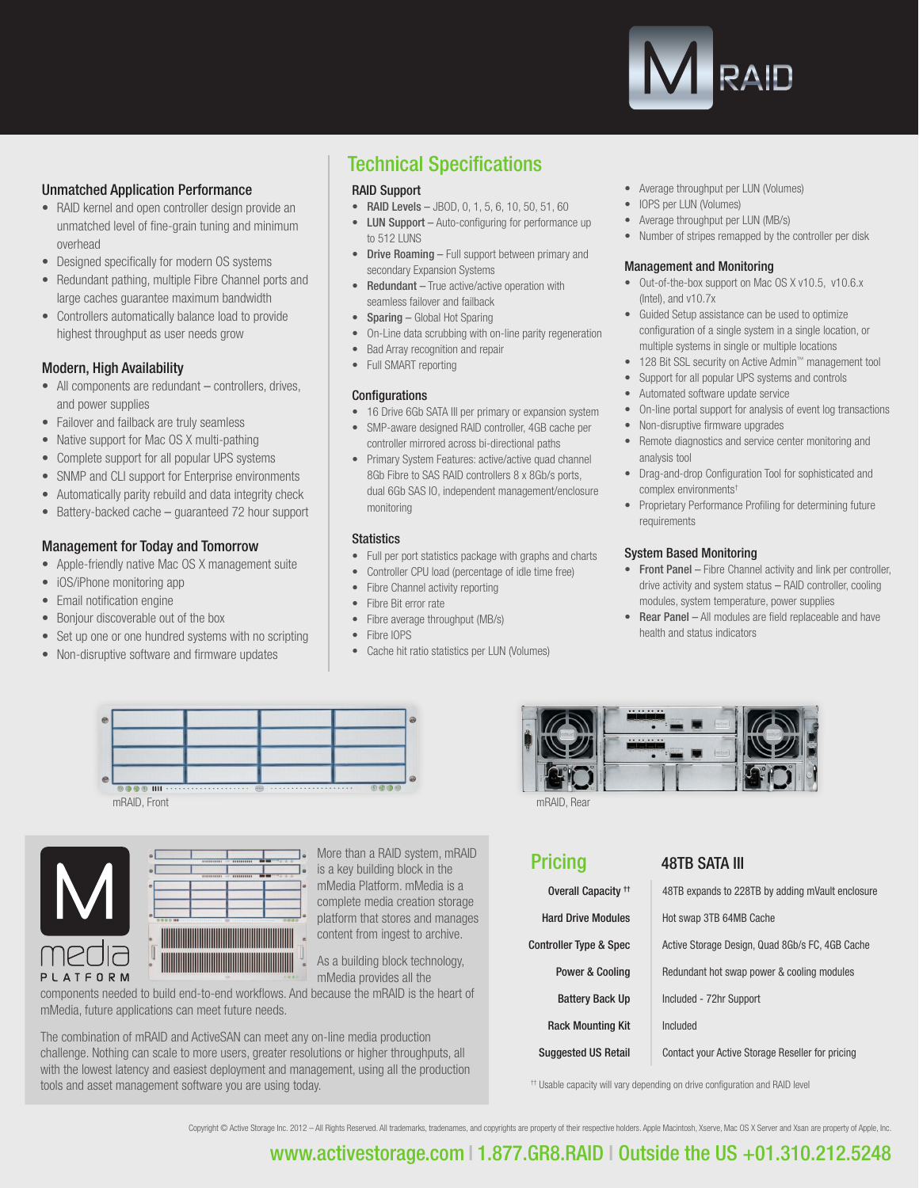M RAID

## Unmatched Application Performance

- RAID kernel and open controller design provide an unmatched level of fine-grain tuning and minimum overhead
- Designed specifically for modern OS systems
- Redundant pathing, multiple Fibre Channel ports and large caches guarantee maximum bandwidth
- Controllers automatically balance load to provide highest throughput as user needs grow

## Modern, High Availability

- All components are redundant – controllers, drives, and power supplies
- Failover and failback are truly seamless
- Native support for Mac OS X multi-pathing
- Complete support for all popular UPS systems
- SNMP and CLI support for Enterprise environments
- Automatically parity rebuild and data integrity check
- Battery-backed cache – guaranteed 72 hour support

## Management for Today and Tomorrow

- Apple-friendly native Mac OS X management suite
- iOS/iPhone monitoring app
- Email notification engine
- Bonjour discoverable out of the box
- Set up one or one hundred systems with no scripting
- Non-disruptive software and firmware updates

# Technical Specifications

### RAID Support

- **RAID Levels** – JBOD, 0, 1, 5, 6, 10, 50, 51, 60
- **LUN Support** – Auto-configuring for performance up to 512 LUNS
- **Drive Roaming** – Full support between primary and secondary Expansion Systems
- **Redundant** – True active/active operation with seamless failover and failback
- **Sparing** – Global Hot Sparing
- On-Line data scrubbing with on-line parity regeneration
- Bad Array recognition and repair
- Full SMART reporting

### Configurations

- 16 Drive 6Gb SATA III per primary or expansion system
- SMP-aware designed RAID controller, 4GB cache per controller mirrored across bi-directional paths
- Primary System Features: active/active quad channel 8Gb Fibre to SAS RAID controllers 8 x 8Gb/s ports, dual 6Gb SAS IO, independent management/enclosure monitoring

### Statistics

- Full per port statistics package with graphs and charts
- Controller CPU load (percentage of idle time free)
- Fibre Channel activity reporting
- Fibre Bit error rate
- Fibre average throughput (MB/s)
- Fibre IOPS
- Cache hit ratio statistics per LUN (Volumes)
- Average throughput per LUN (Volumes)
- IOPS per LUN (Volumes)
- Average throughput per LUN (MB/s)
- Number of stripes remapped by the controller per disk

### Management and Monitoring

- Out-of-the-box support on Mac OS X v10.5, v10.6.x (Intel), and v10.7x
- Guided Setup assistance can be used to optimize configuration of a single system in a single location, or multiple systems in single or multiple locations
- 128 Bit SSL security on Active Admin™ management tool
- Support for all popular UPS systems and controls
- Automated software update service
- On-line portal support for analysis of event log transactions
- Non-disruptive firmware upgrades
- Remote diagnostics and service center monitoring and analysis tool
- Drag-and-drop Configuration Tool for sophisticated and complex environments[†]
- Proprietary Performance Profiling for determining future requirements

### System Based Monitoring

- **Front Panel** – Fibre Channel activity and link per controller, drive activity and system status – RAID controller, cooling modules, system temperature, power supplies
- **Rear Panel** – All modules are field replaceable and have health and status indicators

mRAID, Front

mRAID, Rear

M media PLATFORM

More than a RAID system, mRAID is a key building block in the mMedia Platform. mMedia is a complete media creation storage platform that stores and manages content from ingest to archive.

As a building block technology, mMedia provides all the components needed to build end-to-end workflows. And because the mRAID is the heart of mMedia, future applications can meet future needs.

The combination of mRAID and ActiveSAN can meet any on-line media production challenge. Nothing can scale to more users, greater resolutions or higher throughputs, all with the lowest latency and easiest deployment and management, using all the production tools and asset management software you are using today.

## Pricing

| | 48TB SATA III |
|---|---|
| Overall Capacity [††] | 48TB expands to 228TB by adding mVault enclosure |
| Hard Drive Modules | Hot swap 3TB 64MB Cache |
| Controller Type & Spec | Active Storage Design, Quad 8Gb/s FC, 4GB Cache |
| Power & Cooling | Redundant hot swap power & cooling modules |
| Battery Back Up | Included - 72hr Support |
| Rack Mounting Kit | Included |
| Suggested US Retail | Contact your Active Storage Reseller for pricing |

[††] Usable capacity will vary depending on drive configuration and RAID level

Copyright © Active Storage Inc. 2012 – All Rights Reserved. All trademarks, tradenames, and copyrights are property of their respective holders. Apple Macintosh, Xserve, Mac OS X Server and Xsan are property of Apple, Inc.

www.activestorage.com | 1.877.GR8.RAID | Outside the US +01.310.212.5248